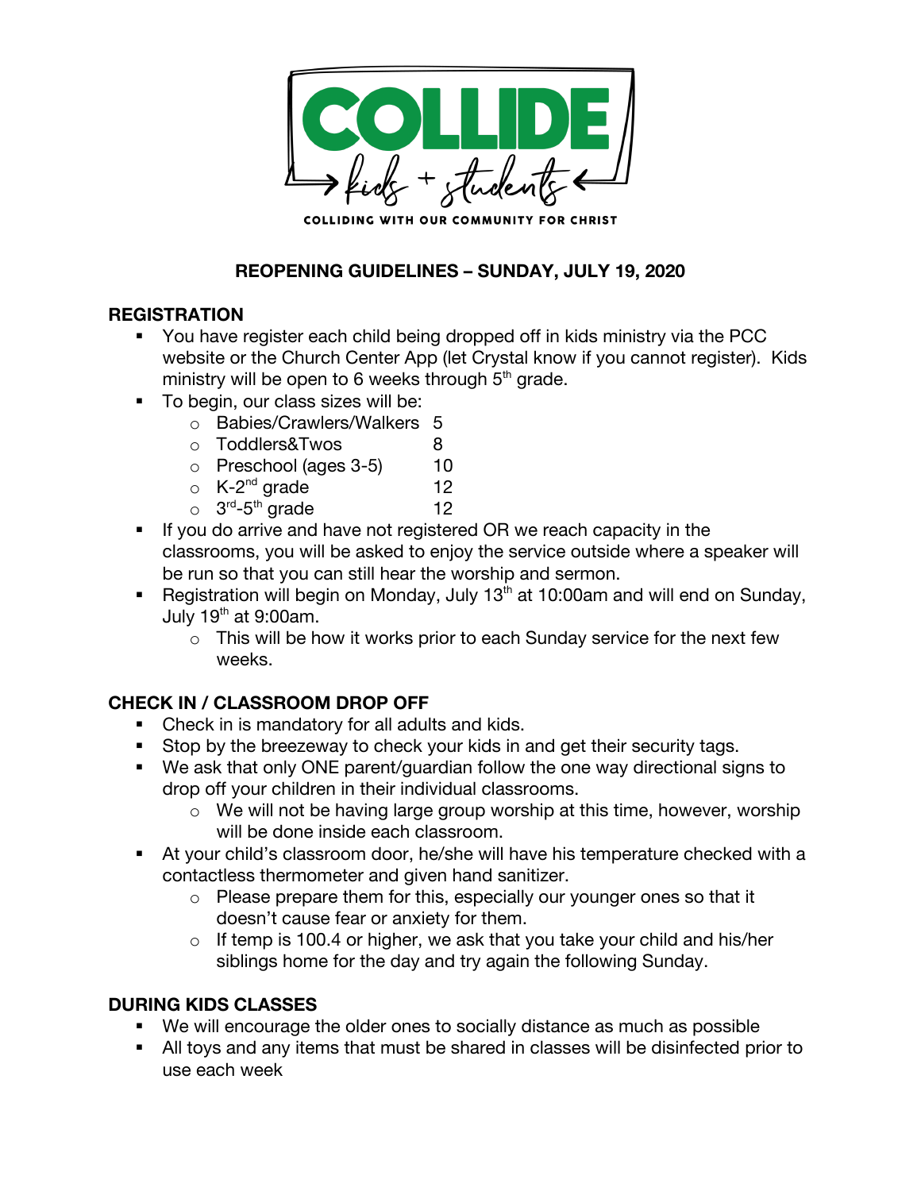# COLLIDE

kids + students

COLLIDING WITH OUR COMMUNITY FOR CHRIST

## REOPENING GUIDELINES – SUNDAY, JULY 19, 2020

### REGISTRATION

- You have register each child being dropped off in kids ministry via the PCC website or the Church Center App (let Crystal know if you cannot register). Kids ministry will be open to 6 weeks through 5th grade.
- To begin, our class sizes will be:
  - Babies/Crawlers/Walkers 5
  - Toddlers&Twos 8
  - Preschool (ages 3-5) 10
  - K-2nd grade 12
  - 3rd-5th grade 12
- If you do arrive and have not registered OR we reach capacity in the classrooms, you will be asked to enjoy the service outside where a speaker will be run so that you can still hear the worship and sermon.
- Registration will begin on Monday, July 13th at 10:00am and will end on Sunday, July 19th at 9:00am.
  - This will be how it works prior to each Sunday service for the next few weeks.

### CHECK IN / CLASSROOM DROP OFF

- Check in is mandatory for all adults and kids.
- Stop by the breezeway to check your kids in and get their security tags.
- We ask that only ONE parent/guardian follow the one way directional signs to drop off your children in their individual classrooms.
  - We will not be having large group worship at this time, however, worship will be done inside each classroom.
- At your child's classroom door, he/she will have his temperature checked with a contactless thermometer and given hand sanitizer.
  - Please prepare them for this, especially our younger ones so that it doesn't cause fear or anxiety for them.
  - If temp is 100.4 or higher, we ask that you take your child and his/her siblings home for the day and try again the following Sunday.

### DURING KIDS CLASSES

- We will encourage the older ones to socially distance as much as possible
- All toys and any items that must be shared in classes will be disinfected prior to use each week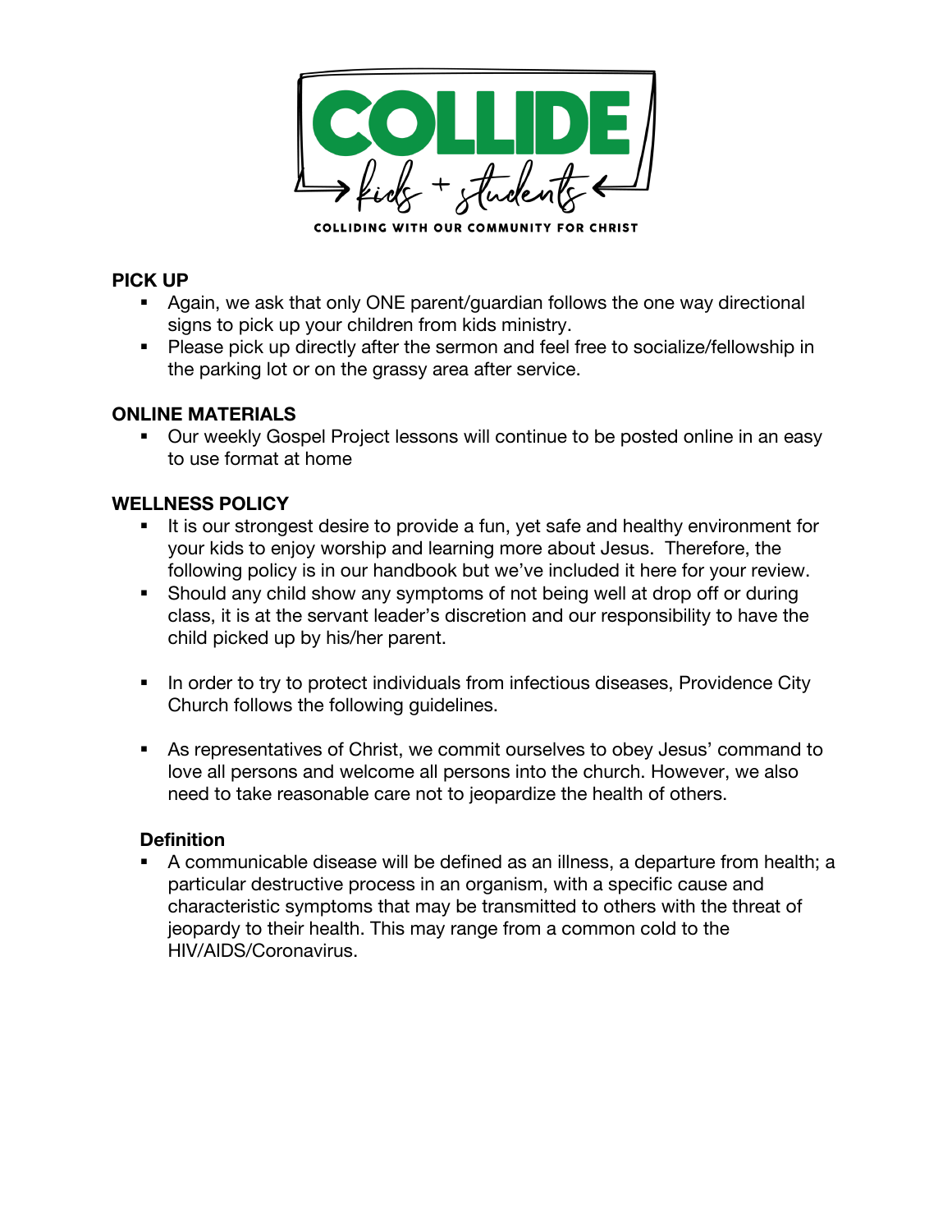**COLLIDE**

kids + students

COLLIDING WITH OUR COMMUNITY FOR CHRIST

## PICK UP

- Again, we ask that only ONE parent/guardian follows the one way directional signs to pick up your children from kids ministry.
- Please pick up directly after the sermon and feel free to socialize/fellowship in the parking lot or on the grassy area after service.

## ONLINE MATERIALS

- Our weekly Gospel Project lessons will continue to be posted online in an easy to use format at home

## WELLNESS POLICY

- It is our strongest desire to provide a fun, yet safe and healthy environment for your kids to enjoy worship and learning more about Jesus. Therefore, the following policy is in our handbook but we've included it here for your review.
- Should any child show any symptoms of not being well at drop off or during class, it is at the servant leader's discretion and our responsibility to have the child picked up by his/her parent.
- In order to try to protect individuals from infectious diseases, Providence City Church follows the following guidelines.
- As representatives of Christ, we commit ourselves to obey Jesus' command to love all persons and welcome all persons into the church. However, we also need to take reasonable care not to jeopardize the health of others.

### Definition

- A communicable disease will be defined as an illness, a departure from health; a particular destructive process in an organism, with a specific cause and characteristic symptoms that may be transmitted to others with the threat of jeopardy to their health. This may range from a common cold to the HIV/AIDS/Coronavirus.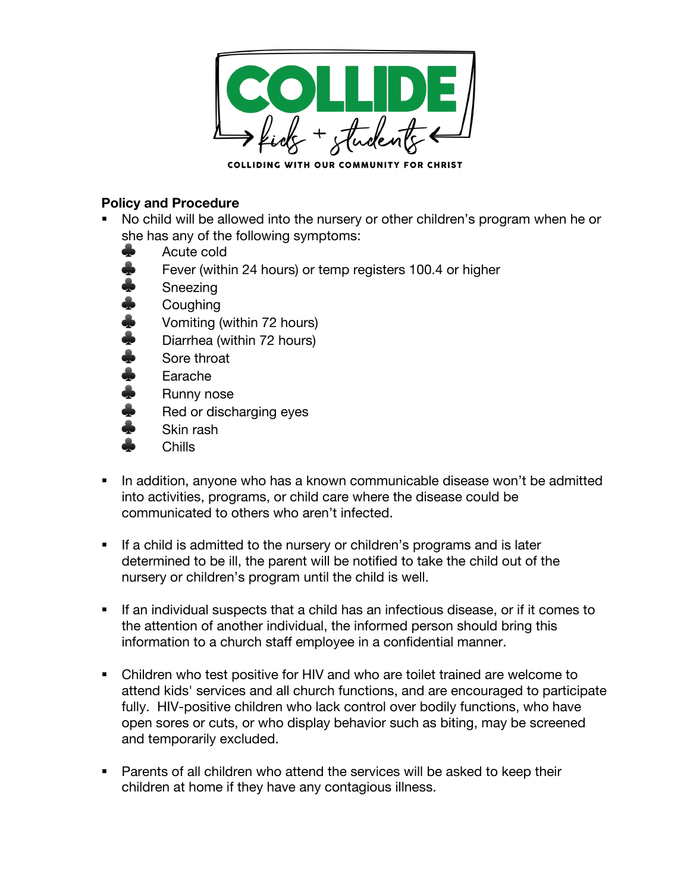COLLIDE

kids + students

COLLIDING WITH OUR COMMUNITY FOR CHRIST

**Policy and Procedure**

- No child will be allowed into the nursery or other children's program when he or she has any of the following symptoms:
  - Acute cold
  - Fever (within 24 hours) or temp registers 100.4 or higher
  - Sneezing
  - Coughing
  - Vomiting (within 72 hours)
  - Diarrhea (within 72 hours)
  - Sore throat
  - Earache
  - Runny nose
  - Red or discharging eyes
  - Skin rash
  - Chills

- In addition, anyone who has a known communicable disease won't be admitted into activities, programs, or child care where the disease could be communicated to others who aren't infected.

- If a child is admitted to the nursery or children's programs and is later determined to be ill, the parent will be notified to take the child out of the nursery or children's program until the child is well.

- If an individual suspects that a child has an infectious disease, or if it comes to the attention of another individual, the informed person should bring this information to a church staff employee in a confidential manner.

- Children who test positive for HIV and who are toilet trained are welcome to attend kids' services and all church functions, and are encouraged to participate fully. HIV-positive children who lack control over bodily functions, who have open sores or cuts, or who display behavior such as biting, may be screened and temporarily excluded.

- Parents of all children who attend the services will be asked to keep their children at home if they have any contagious illness.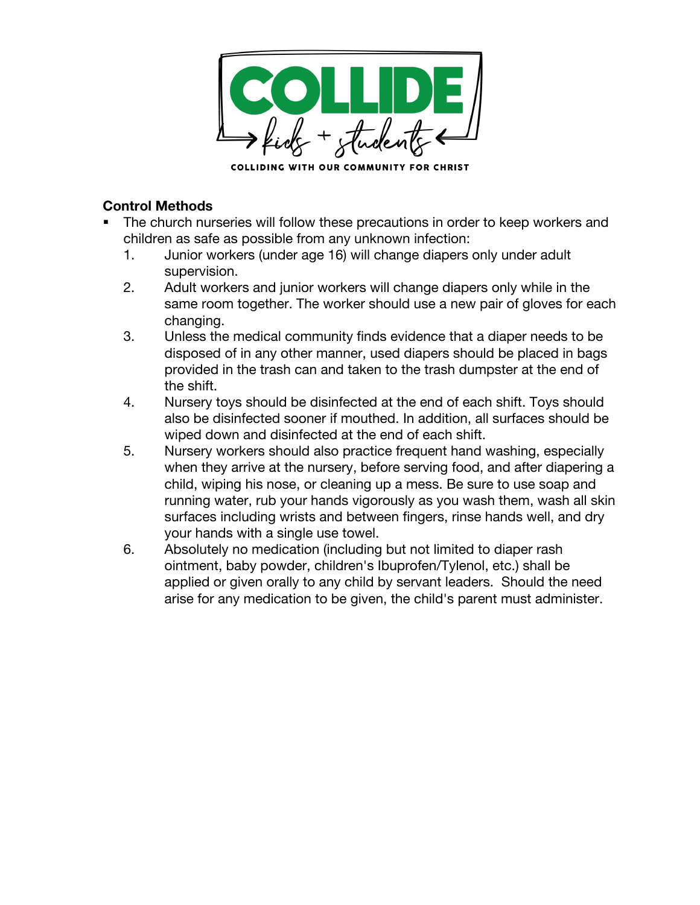COLLIDE

kids + students

COLLIDING WITH OUR COMMUNITY FOR CHRIST

**Control Methods**

- The church nurseries will follow these precautions in order to keep workers and children as safe as possible from any unknown infection:
    1. Junior workers (under age 16) will change diapers only under adult supervision.
    2. Adult workers and junior workers will change diapers only while in the same room together. The worker should use a new pair of gloves for each changing.
    3. Unless the medical community finds evidence that a diaper needs to be disposed of in any other manner, used diapers should be placed in bags provided in the trash can and taken to the trash dumpster at the end of the shift.
    4. Nursery toys should be disinfected at the end of each shift. Toys should also be disinfected sooner if mouthed. In addition, all surfaces should be wiped down and disinfected at the end of each shift.
    5. Nursery workers should also practice frequent hand washing, especially when they arrive at the nursery, before serving food, and after diapering a child, wiping his nose, or cleaning up a mess. Be sure to use soap and running water, rub your hands vigorously as you wash them, wash all skin surfaces including wrists and between fingers, rinse hands well, and dry your hands with a single use towel.
    6. Absolutely no medication (including but not limited to diaper rash ointment, baby powder, children's Ibuprofen/Tylenol, etc.) shall be applied or given orally to any child by servant leaders. Should the need arise for any medication to be given, the child's parent must administer.